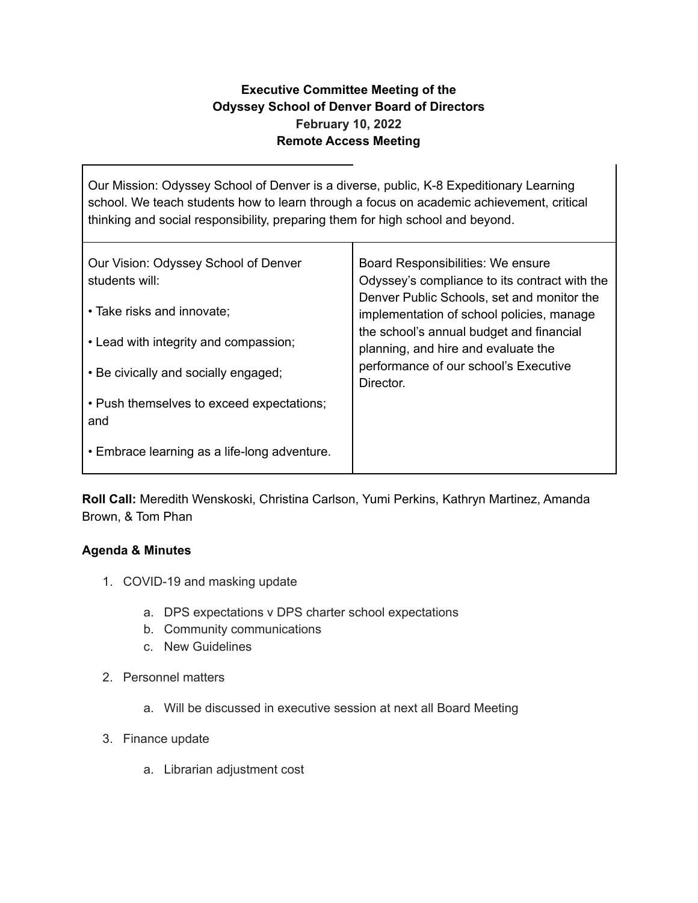**Executive Committee Meeting of the**
**Odyssey School of Denver Board of Directors**
**February 10, 2022**
**Remote Access Meeting**

| Our Mission: Odyssey School of Denver is a diverse, public, K-8 Expeditionary Learning school. We teach students how to learn through a focus on academic achievement, critical thinking and social responsibility, preparing them for high school and beyond. | |
|---|---|
| Our Vision: Odyssey School of Denver students will:<br><br>• Take risks and innovate;<br><br>• Lead with integrity and compassion;<br><br>• Be civically and socially engaged;<br><br>• Push themselves to exceed expectations; and<br><br>• Embrace learning as a life-long adventure. | Board Responsibilities: We ensure Odyssey's compliance to its contract with the Denver Public Schools, set and monitor the implementation of school policies, manage the school's annual budget and financial planning, and hire and evaluate the performance of our school's Executive Director. |

**Roll Call:** Meredith Wenskoski, Christina Carlson, Yumi Perkins, Kathryn Martinez, Amanda Brown, & Tom Phan

**Agenda & Minutes**

1. COVID-19 and masking update
    a. DPS expectations v DPS charter school expectations
    b. Community communications
    c. New Guidelines
2. Personnel matters
    a. Will be discussed in executive session at next all Board Meeting
3. Finance update
    a. Librarian adjustment cost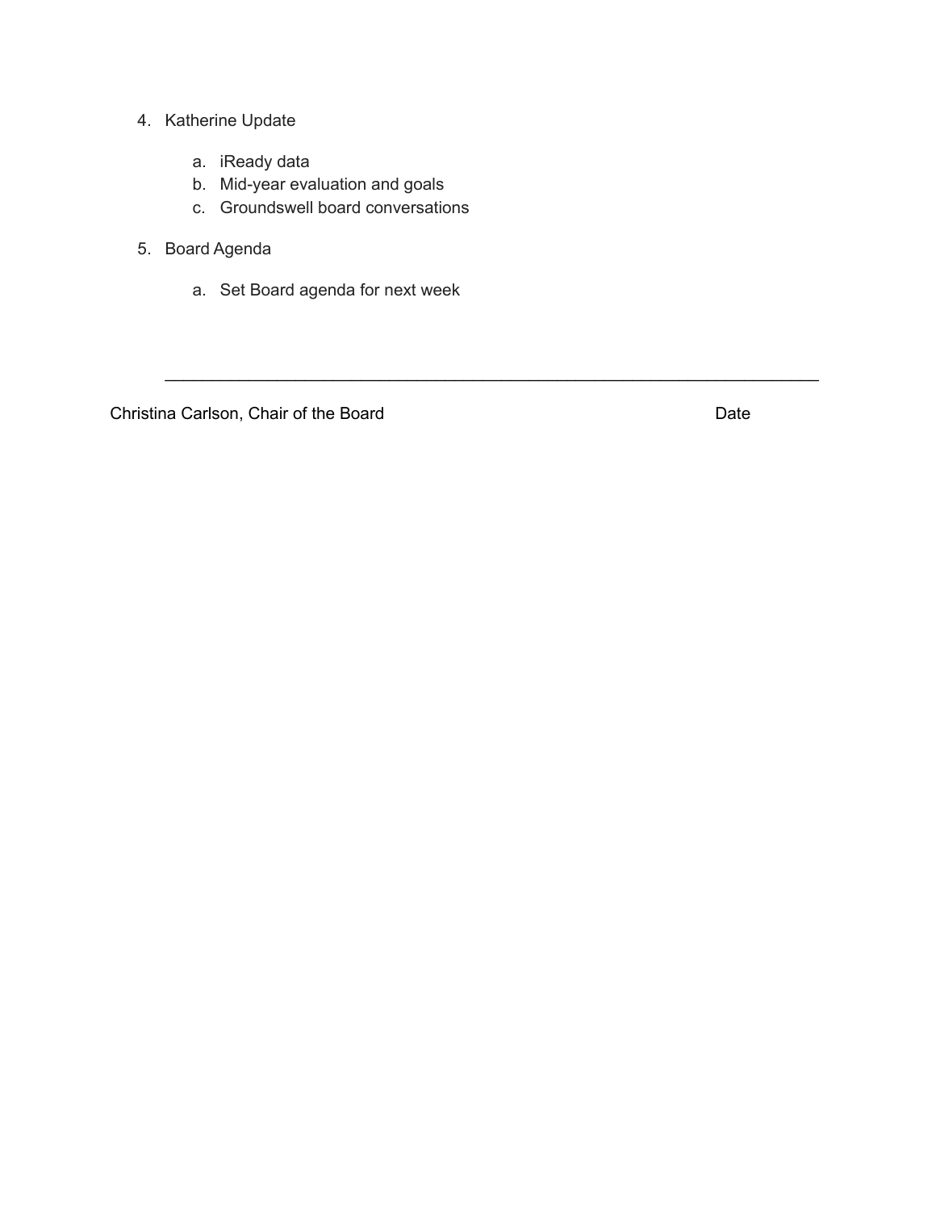4. Katherine Update

    a. iReady data
    b. Mid-year evaluation and goals
    c. Groundswell board conversations

5. Board Agenda

    a. Set Board agenda for next week

\_\_\_\_\_\_\_\_\_\_\_\_\_\_\_\_\_\_\_\_\_\_\_\_\_\_\_\_\_\_\_\_\_\_\_\_\_\_\_\_\_\_\_\_\_\_\_\_\_\_\_\_\_\_\_\_\_\_\_\_\_\_\_\_\_\_\_\_\_\_

Christina Carlson, Chair of the Board                                                                 Date